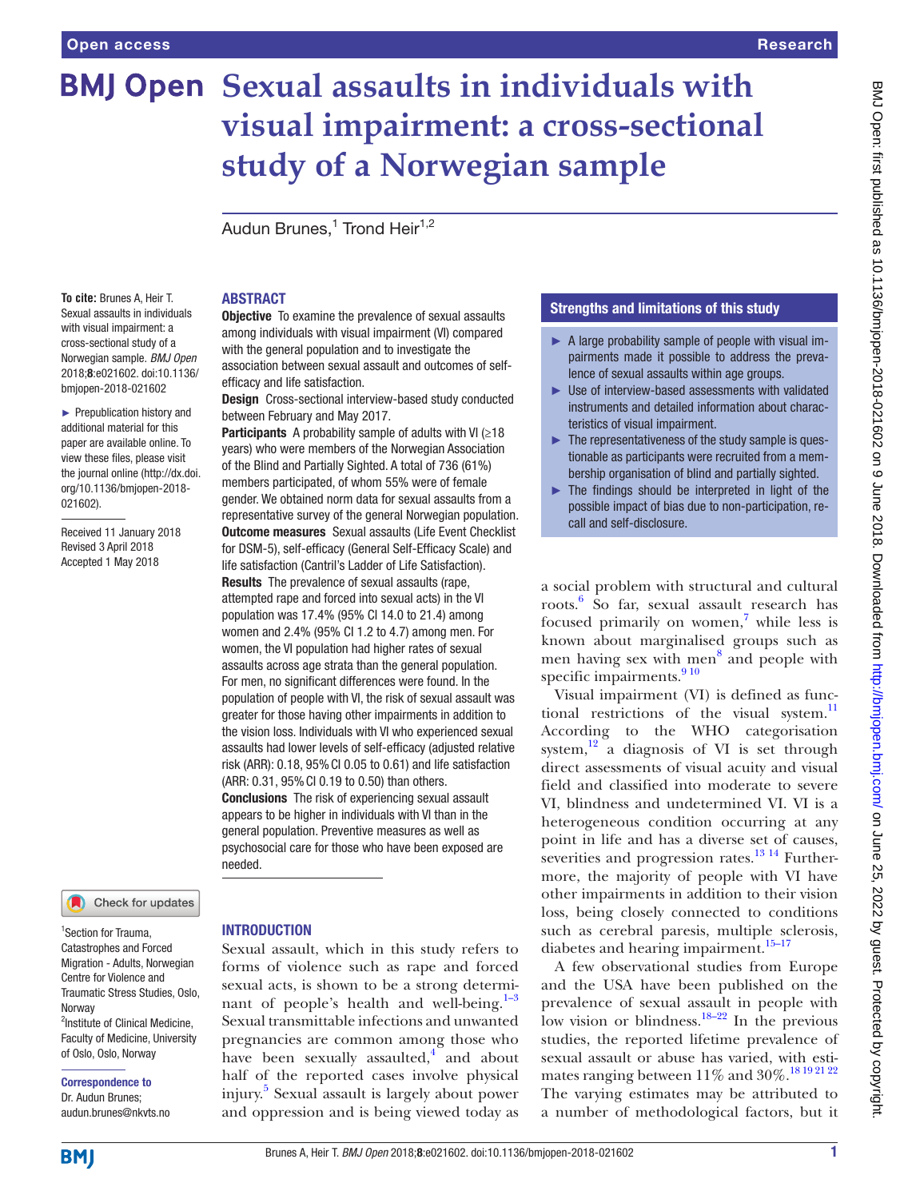# Sexual assaults in individuals with visual impairment: a cross-sectional study of a Norwegian sample

Audun Brunes,[1] Trond Heir[1,2]

**To cite:** Brunes A, Heir T. Sexual assaults in individuals with visual impairment: a cross-sectional study of a Norwegian sample. *BMJ Open* 2018;**8**:e021602. doi:10.1136/bmjopen-2018-021602

► Prepublication history and additional material for this paper are available online. To view these files, please visit the journal online (http://dx.doi.org/10.1136/bmjopen-2018-021602).

Received 11 January 2018
Revised 3 April 2018
Accepted 1 May 2018

## ABSTRACT

**Objective** To examine the prevalence of sexual assaults among individuals with visual impairment (VI) compared with the general population and to investigate the association between sexual assault and outcomes of self-efficacy and life satisfaction.

**Design** Cross-sectional interview-based study conducted between February and May 2017.

**Participants** A probability sample of adults with VI (≥18 years) who were members of the Norwegian Association of the Blind and Partially Sighted. A total of 736 (61%) members participated, of whom 55% were of female gender. We obtained norm data for sexual assaults from a representative survey of the general Norwegian population.

**Outcome measures** Sexual assaults (Life Event Checklist for DSM-5), self-efficacy (General Self-Efficacy Scale) and life satisfaction (Cantril's Ladder of Life Satisfaction).

**Results** The prevalence of sexual assaults (rape, attempted rape and forced into sexual acts) in the VI population was 17.4% (95% CI 14.0 to 21.4) among women and 2.4% (95% CI 1.2 to 4.7) among men. For women, the VI population had higher rates of sexual assaults across age strata than the general population. For men, no significant differences were found. In the population of people with VI, the risk of sexual assault was greater for those having other impairments in addition to the vision loss. Individuals with VI who experienced sexual assaults had lower levels of self-efficacy (adjusted relative risk (ARR): 0.18, 95% CI 0.05 to 0.61) and life satisfaction (ARR: 0.31, 95% CI 0.19 to 0.50) than others.

**Conclusions** The risk of experiencing sexual assault appears to be higher in individuals with VI than in the general population. Preventive measures as well as psychosocial care for those who have been exposed are needed.

## Strengths and limitations of this study

- ► A large probability sample of people with visual impairments made it possible to address the prevalence of sexual assaults within age groups.
- ► Use of interview-based assessments with validated instruments and detailed information about characteristics of visual impairment.
- ► The representativeness of the study sample is questionable as participants were recruited from a membership organisation of blind and partially sighted.
- ► The findings should be interpreted in light of the possible impact of bias due to non-participation, recall and self-disclosure.

## INTRODUCTION

Sexual assault, which in this study refers to forms of violence such as rape and forced sexual acts, is shown to be a strong determinant of people's health and well-being.[1–3] Sexual transmittable infections and unwanted pregnancies are common among those who have been sexually assaulted,[4] and about half of the reported cases involve physical injury.[5] Sexual assault is largely about power and oppression and is being viewed today as a social problem with structural and cultural roots.[6] So far, sexual assault research has focused primarily on women,[7] while less is known about marginalised groups such as men having sex with men[8] and people with specific impairments.[9 10]

Visual impairment (VI) is defined as functional restrictions of the visual system.[11] According to the WHO categorisation system,[12] a diagnosis of VI is set through direct assessments of visual acuity and visual field and classified into moderate to severe VI, blindness and undetermined VI. VI is a heterogeneous condition occurring at any point in life and has a diverse set of causes, severities and progression rates.[13 14] Furthermore, the majority of people with VI have other impairments in addition to their vision loss, being closely connected to conditions such as cerebral paresis, multiple sclerosis, diabetes and hearing impairment.[15–17]

A few observational studies from Europe and the USA have been published on the prevalence of sexual assault in people with low vision or blindness.[18–22] In the previous studies, the reported lifetime prevalence of sexual assault or abuse has varied, with estimates ranging between 11% and 30%.[18 19 21 22] The varying estimates may be attributed to a number of methodological factors, but it

[1]Section for Trauma, Catastrophes and Forced Migration - Adults, Norwegian Centre for Violence and Traumatic Stress Studies, Oslo, Norway
[2]Institute of Clinical Medicine, Faculty of Medicine, University of Oslo, Oslo, Norway

**Correspondence to**
Dr. Audun Brunes;
audun.brunes@nkvts.no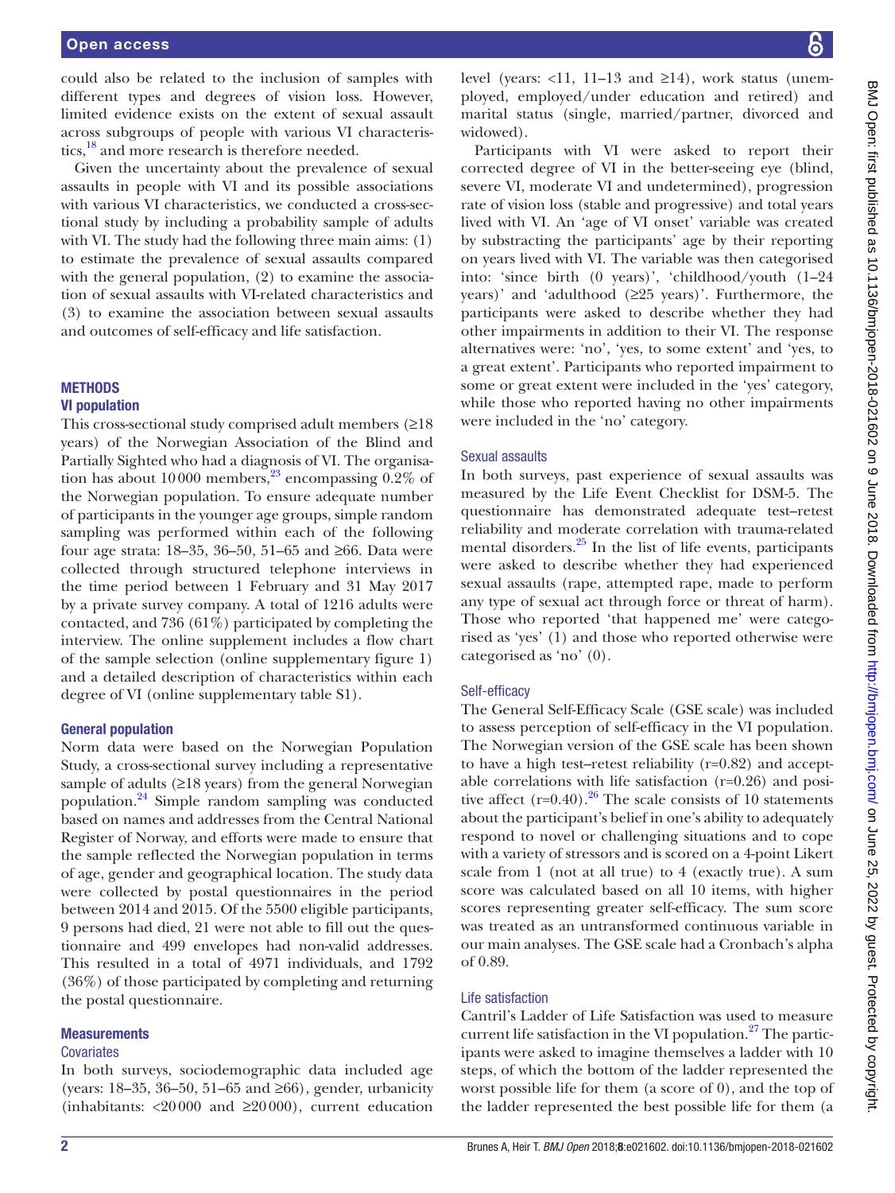could also be related to the inclusion of samples with different types and degrees of vision loss. However, limited evidence exists on the extent of sexual assault across subgroups of people with various VI characteristics,[18] and more research is therefore needed.

Given the uncertainty about the prevalence of sexual assaults in people with VI and its possible associations with various VI characteristics, we conducted a cross-sectional study by including a probability sample of adults with VI. The study had the following three main aims: (1) to estimate the prevalence of sexual assaults compared with the general population, (2) to examine the association of sexual assaults with VI-related characteristics and (3) to examine the association between sexual assaults and outcomes of self-efficacy and life satisfaction.

## METHODS

### VI population

This cross-sectional study comprised adult members (≥18 years) of the Norwegian Association of the Blind and Partially Sighted who had a diagnosis of VI. The organisation has about 10 000 members,[23] encompassing 0.2% of the Norwegian population. To ensure adequate number of participants in the younger age groups, simple random sampling was performed within each of the following four age strata: 18–35, 36–50, 51–65 and ≥66. Data were collected through structured telephone interviews in the time period between 1 February and 31 May 2017 by a private survey company. A total of 1216 adults were contacted, and 736 (61%) participated by completing the interview. The online supplement includes a flow chart of the sample selection (online supplementary figure 1) and a detailed description of characteristics within each degree of VI (online supplementary table S1).

### General population

Norm data were based on the Norwegian Population Study, a cross-sectional survey including a representative sample of adults (≥18 years) from the general Norwegian population.[24] Simple random sampling was conducted based on names and addresses from the Central National Register of Norway, and efforts were made to ensure that the sample reflected the Norwegian population in terms of age, gender and geographical location. The study data were collected by postal questionnaires in the period between 2014 and 2015. Of the 5500 eligible participants, 9 persons had died, 21 were not able to fill out the questionnaire and 499 envelopes had non-valid addresses. This resulted in a total of 4971 individuals, and 1792 (36%) of those participated by completing and returning the postal questionnaire.

### Measurements

#### Covariates

In both surveys, sociodemographic data included age (years: 18–35, 36–50, 51–65 and ≥66), gender, urbanicity (inhabitants: <20 000 and ≥20 000), current education level (years: <11, 11–13 and ≥14), work status (unemployed, employed/under education and retired) and marital status (single, married/partner, divorced and widowed).

Participants with VI were asked to report their corrected degree of VI in the better-seeing eye (blind, severe VI, moderate VI and undetermined), progression rate of vision loss (stable and progressive) and total years lived with VI. An 'age of VI onset' variable was created by substracting the participants' age by their reporting on years lived with VI. The variable was then categorised into: 'since birth (0 years)', 'childhood/youth (1–24 years)' and 'adulthood (≥25 years)'. Furthermore, the participants were asked to describe whether they had other impairments in addition to their VI. The response alternatives were: 'no', 'yes, to some extent' and 'yes, to a great extent'. Participants who reported impairment to some or great extent were included in the 'yes' category, while those who reported having no other impairments were included in the 'no' category.

#### Sexual assaults

In both surveys, past experience of sexual assaults was measured by the Life Event Checklist for DSM-5. The questionnaire has demonstrated adequate test–retest reliability and moderate correlation with trauma-related mental disorders.[25] In the list of life events, participants were asked to describe whether they had experienced sexual assaults (rape, attempted rape, made to perform any type of sexual act through force or threat of harm). Those who reported 'that happened me' were categorised as 'yes' (1) and those who reported otherwise were categorised as 'no' (0).

#### Self-efficacy

The General Self-Efficacy Scale (GSE scale) was included to assess perception of self-efficacy in the VI population. The Norwegian version of the GSE scale has been shown to have a high test–retest reliability (r=0.82) and acceptable correlations with life satisfaction (r=0.26) and positive affect (r=0.40).[26] The scale consists of 10 statements about the participant's belief in one's ability to adequately respond to novel or challenging situations and to cope with a variety of stressors and is scored on a 4-point Likert scale from 1 (not at all true) to 4 (exactly true). A sum score was calculated based on all 10 items, with higher scores representing greater self-efficacy. The sum score was treated as an untransformed continuous variable in our main analyses. The GSE scale had a Cronbach's alpha of 0.89.

#### Life satisfaction

Cantril's Ladder of Life Satisfaction was used to measure current life satisfaction in the VI population.[27] The participants were asked to imagine themselves a ladder with 10 steps, of which the bottom of the ladder represented the worst possible life for them (a score of 0), and the top of the ladder represented the best possible life for them (a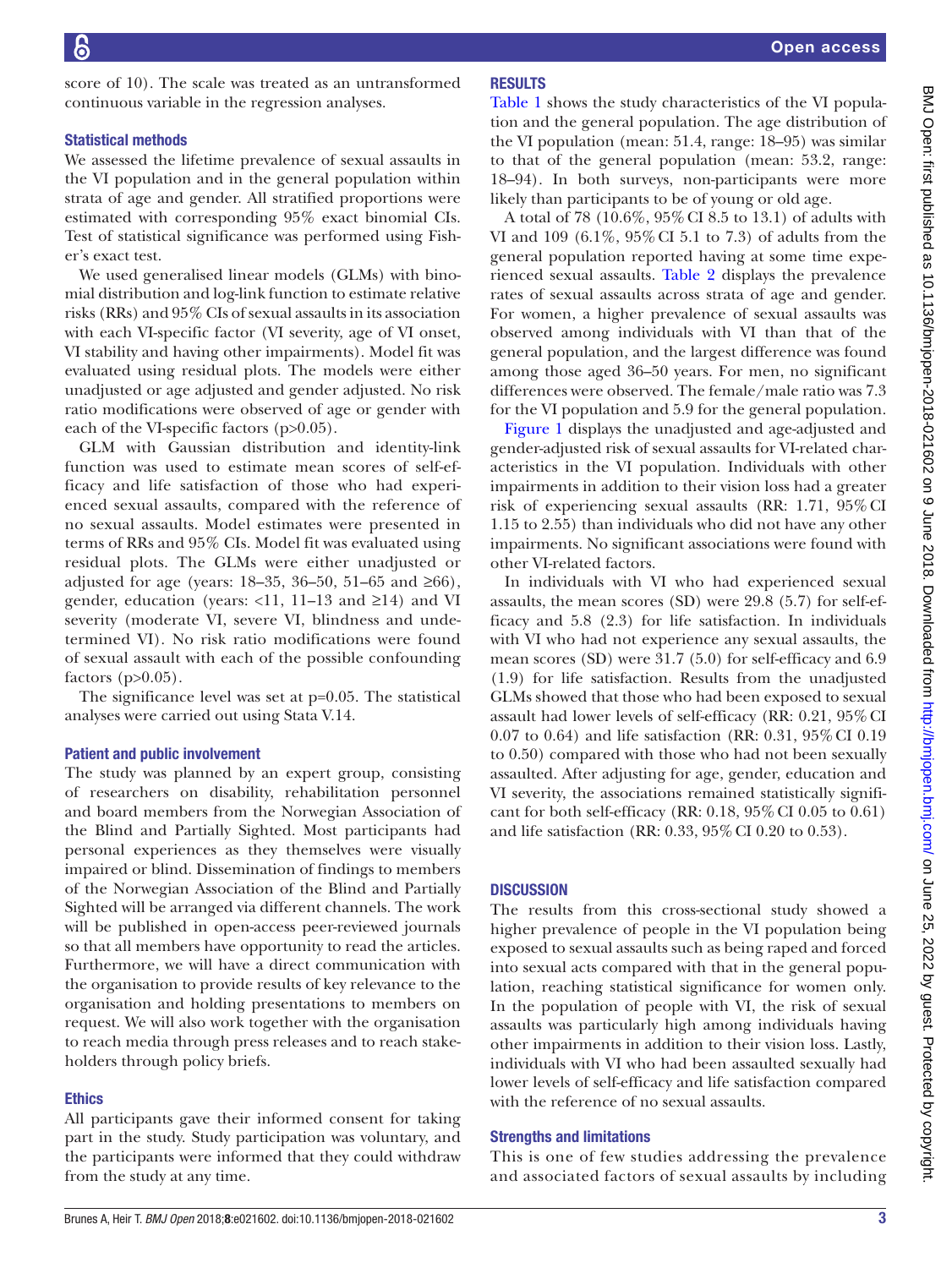score of 10). The scale was treated as an untransformed continuous variable in the regression analyses.

### Statistical methods

We assessed the lifetime prevalence of sexual assaults in the VI population and in the general population within strata of age and gender. All stratified proportions were estimated with corresponding 95% exact binomial CIs. Test of statistical significance was performed using Fisher's exact test.

We used generalised linear models (GLMs) with binomial distribution and log-link function to estimate relative risks (RRs) and 95% CIs of sexual assaults in its association with each VI-specific factor (VI severity, age of VI onset, VI stability and having other impairments). Model fit was evaluated using residual plots. The models were either unadjusted or age adjusted and gender adjusted. No risk ratio modifications were observed of age or gender with each of the VI-specific factors ($p>0.05$).

GLM with Gaussian distribution and identity-link function was used to estimate mean scores of self-efficacy and life satisfaction of those who had experienced sexual assaults, compared with the reference of no sexual assaults. Model estimates were presented in terms of RRs and 95% CIs. Model fit was evaluated using residual plots. The GLMs were either unadjusted or adjusted for age (years: 18–35, 36–50, 51–65 and ≥66), gender, education (years: <11, 11–13 and ≥14) and VI severity (moderate VI, severe VI, blindness and undetermined VI). No risk ratio modifications were found of sexual assault with each of the possible confounding factors ($p>0.05$).

The significance level was set at $p=0.05$. The statistical analyses were carried out using Stata V.14.

### Patient and public involvement

The study was planned by an expert group, consisting of researchers on disability, rehabilitation personnel and board members from the Norwegian Association of the Blind and Partially Sighted. Most participants had personal experiences as they themselves were visually impaired or blind. Dissemination of findings to members of the Norwegian Association of the Blind and Partially Sighted will be arranged via different channels. The work will be published in open-access peer-reviewed journals so that all members have opportunity to read the articles. Furthermore, we will have a direct communication with the organisation to provide results of key relevance to the organisation and holding presentations to members on request. We will also work together with the organisation to reach media through press releases and to reach stakeholders through policy briefs.

### Ethics

All participants gave their informed consent for taking part in the study. Study participation was voluntary, and the participants were informed that they could withdraw from the study at any time.

## RESULTS

Table 1 shows the study characteristics of the VI population and the general population. The age distribution of the VI population (mean: 51.4, range: 18–95) was similar to that of the general population (mean: 53.2, range: 18–94). In both surveys, non-participants were more likely than participants to be of young or old age.

A total of 78 (10.6%, 95% CI 8.5 to 13.1) of adults with VI and 109 (6.1%, 95% CI 5.1 to 7.3) of adults from the general population reported having at some time experienced sexual assaults. Table 2 displays the prevalence rates of sexual assaults across strata of age and gender. For women, a higher prevalence of sexual assaults was observed among individuals with VI than that of the general population, and the largest difference was found among those aged 36–50 years. For men, no significant differences were observed. The female/male ratio was 7.3 for the VI population and 5.9 for the general population.

Figure 1 displays the unadjusted and age-adjusted and gender-adjusted risk of sexual assaults for VI-related characteristics in the VI population. Individuals with other impairments in addition to their vision loss had a greater risk of experiencing sexual assaults (RR: 1.71, 95% CI 1.15 to 2.55) than individuals who did not have any other impairments. No significant associations were found with other VI-related factors.

In individuals with VI who had experienced sexual assaults, the mean scores (SD) were 29.8 (5.7) for self-efficacy and 5.8 (2.3) for life satisfaction. In individuals with VI who had not experience any sexual assaults, the mean scores (SD) were 31.7 (5.0) for self-efficacy and 6.9 (1.9) for life satisfaction. Results from the unadjusted GLMs showed that those who had been exposed to sexual assault had lower levels of self-efficacy (RR: 0.21, 95% CI 0.07 to 0.64) and life satisfaction (RR: 0.31, 95% CI 0.19 to 0.50) compared with those who had not been sexually assaulted. After adjusting for age, gender, education and VI severity, the associations remained statistically significant for both self-efficacy (RR: 0.18, 95% CI 0.05 to 0.61) and life satisfaction (RR: 0.33, 95% CI 0.20 to 0.53).

## DISCUSSION

The results from this cross-sectional study showed a higher prevalence of people in the VI population being exposed to sexual assaults such as being raped and forced into sexual acts compared with that in the general population, reaching statistical significance for women only. In the population of people with VI, the risk of sexual assaults was particularly high among individuals having other impairments in addition to their vision loss. Lastly, individuals with VI who had been assaulted sexually had lower levels of self-efficacy and life satisfaction compared with the reference of no sexual assaults.

### Strengths and limitations

This is one of few studies addressing the prevalence and associated factors of sexual assaults by including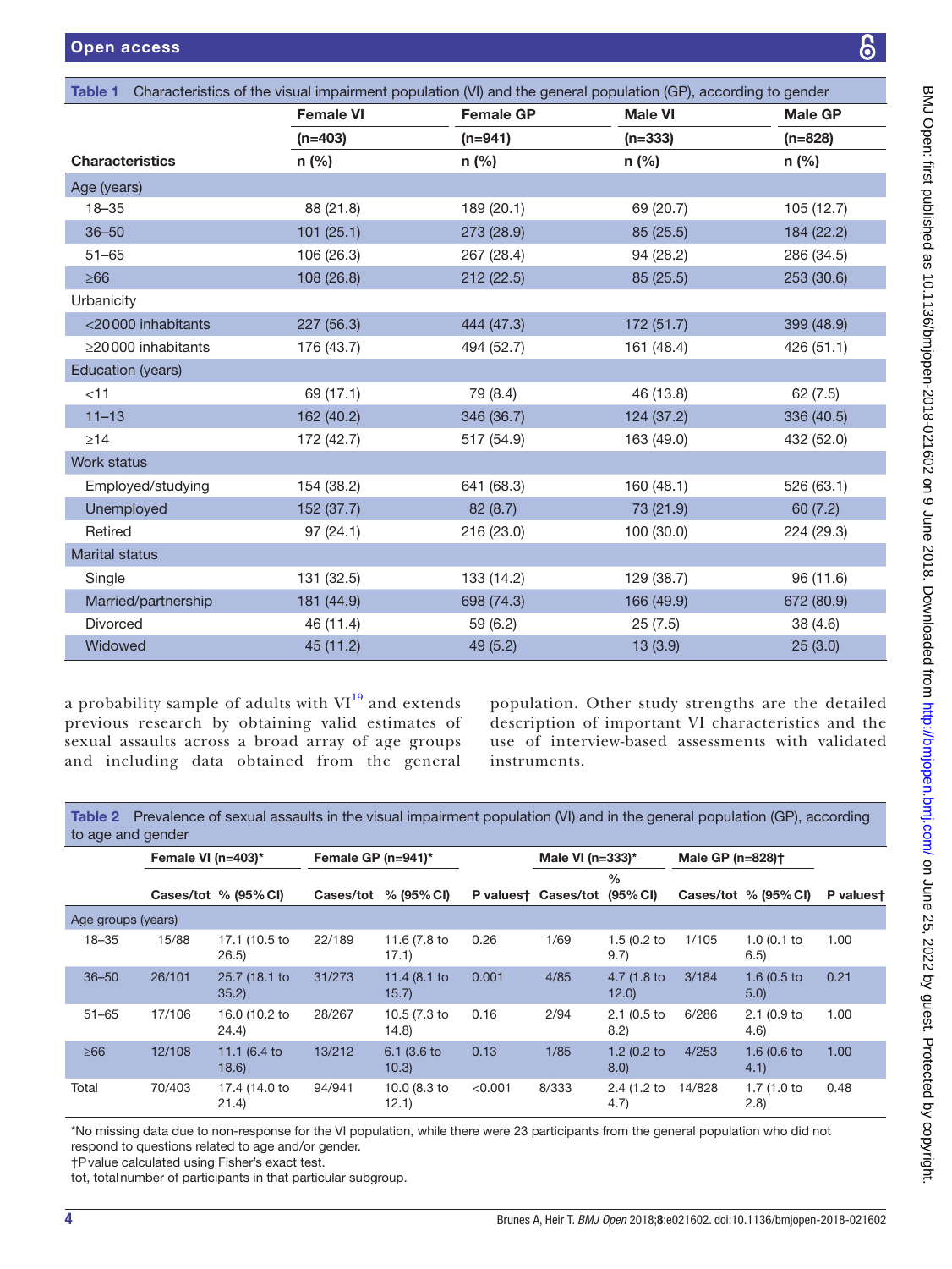**Table 1** Characteristics of the visual impairment population (VI) and the general population (GP), according to gender

| Characteristics | Female VI (n=403) n (%) | Female GP (n=941) n (%) | Male VI (n=333) n (%) | Male GP (n=828) n (%) |
|---|---|---|---|---|
| Age (years) | | | | |
| 18–35 | 88 (21.8) | 189 (20.1) | 69 (20.7) | 105 (12.7) |
| 36–50 | 101 (25.1) | 273 (28.9) | 85 (25.5) | 184 (22.2) |
| 51–65 | 106 (26.3) | 267 (28.4) | 94 (28.2) | 286 (34.5) |
| ≥66 | 108 (26.8) | 212 (22.5) | 85 (25.5) | 253 (30.6) |
| Urbanicity | | | | |
| <20 000 inhabitants | 227 (56.3) | 444 (47.3) | 172 (51.7) | 399 (48.9) |
| ≥20 000 inhabitants | 176 (43.7) | 494 (52.7) | 161 (48.4) | 426 (51.1) |
| Education (years) | | | | |
| <11 | 69 (17.1) | 79 (8.4) | 46 (13.8) | 62 (7.5) |
| 11–13 | 162 (40.2) | 346 (36.7) | 124 (37.2) | 336 (40.5) |
| ≥14 | 172 (42.7) | 517 (54.9) | 163 (49.0) | 432 (52.0) |
| Work status | | | | |
| Employed/studying | 154 (38.2) | 641 (68.3) | 160 (48.1) | 526 (63.1) |
| Unemployed | 152 (37.7) | 82 (8.7) | 73 (21.9) | 60 (7.2) |
| Retired | 97 (24.1) | 216 (23.0) | 100 (30.0) | 224 (29.3) |
| Marital status | | | | |
| Single | 131 (32.5) | 133 (14.2) | 129 (38.7) | 96 (11.6) |
| Married/partnership | 181 (44.9) | 698 (74.3) | 166 (49.9) | 672 (80.9) |
| Divorced | 46 (11.4) | 59 (6.2) | 25 (7.5) | 38 (4.6) |
| Widowed | 45 (11.2) | 49 (5.2) | 13 (3.9) | 25 (3.0) |

a probability sample of adults with VI[19] and extends previous research by obtaining valid estimates of sexual assaults across a broad array of age groups and including data obtained from the general population. Other study strengths are the detailed description of important VI characteristics and the use of interview-based assessments with validated instruments.

**Table 2** Prevalence of sexual assaults in the visual impairment population (VI) and in the general population (GP), according to age and gender

| | Female VI (n=403)* | | Female GP (n=941)* | | | Male VI (n=333)* | | Male GP (n=828)† | | |
|---|---|---|---|---|---|---|---|---|---|---|
| | Cases/tot | % (95% CI) | Cases/tot | % (95% CI) | P values† | Cases/tot | % (95% CI) | Cases/tot | % (95% CI) | P values† |
| Age groups (years) | | | | | | | | | | |
| 18–35 | 15/88 | 17.1 (10.5 to 26.5) | 22/189 | 11.6 (7.8 to 17.1) | 0.26 | 1/69 | 1.5 (0.2 to 9.7) | 1/105 | 1.0 (0.1 to 6.5) | 1.00 |
| 36–50 | 26/101 | 25.7 (18.1 to 35.2) | 31/273 | 11.4 (8.1 to 15.7) | 0.001 | 4/85 | 4.7 (1.8 to 12.0) | 3/184 | 1.6 (0.5 to 5.0) | 0.21 |
| 51–65 | 17/106 | 16.0 (10.2 to 24.4) | 28/267 | 10.5 (7.3 to 14.8) | 0.16 | 2/94 | 2.1 (0.5 to 8.2) | 6/286 | 2.1 (0.9 to 4.6) | 1.00 |
| ≥66 | 12/108 | 11.1 (6.4 to 18.6) | 13/212 | 6.1 (3.6 to 10.3) | 0.13 | 1/85 | 1.2 (0.2 to 8.0) | 4/253 | 1.6 (0.6 to 4.1) | 1.00 |
| Total | 70/403 | 17.4 (14.0 to 21.4) | 94/941 | 10.0 (8.3 to 12.1) | <0.001 | 8/333 | 2.4 (1.2 to 4.7) | 14/828 | 1.7 (1.0 to 2.8) | 0.48 |

*No missing data due to non-response for the VI population, while there were 23 participants from the general population who did not respond to questions related to age and/or gender.
†P value calculated using Fisher's exact test.
tot, total number of participants in that particular subgroup.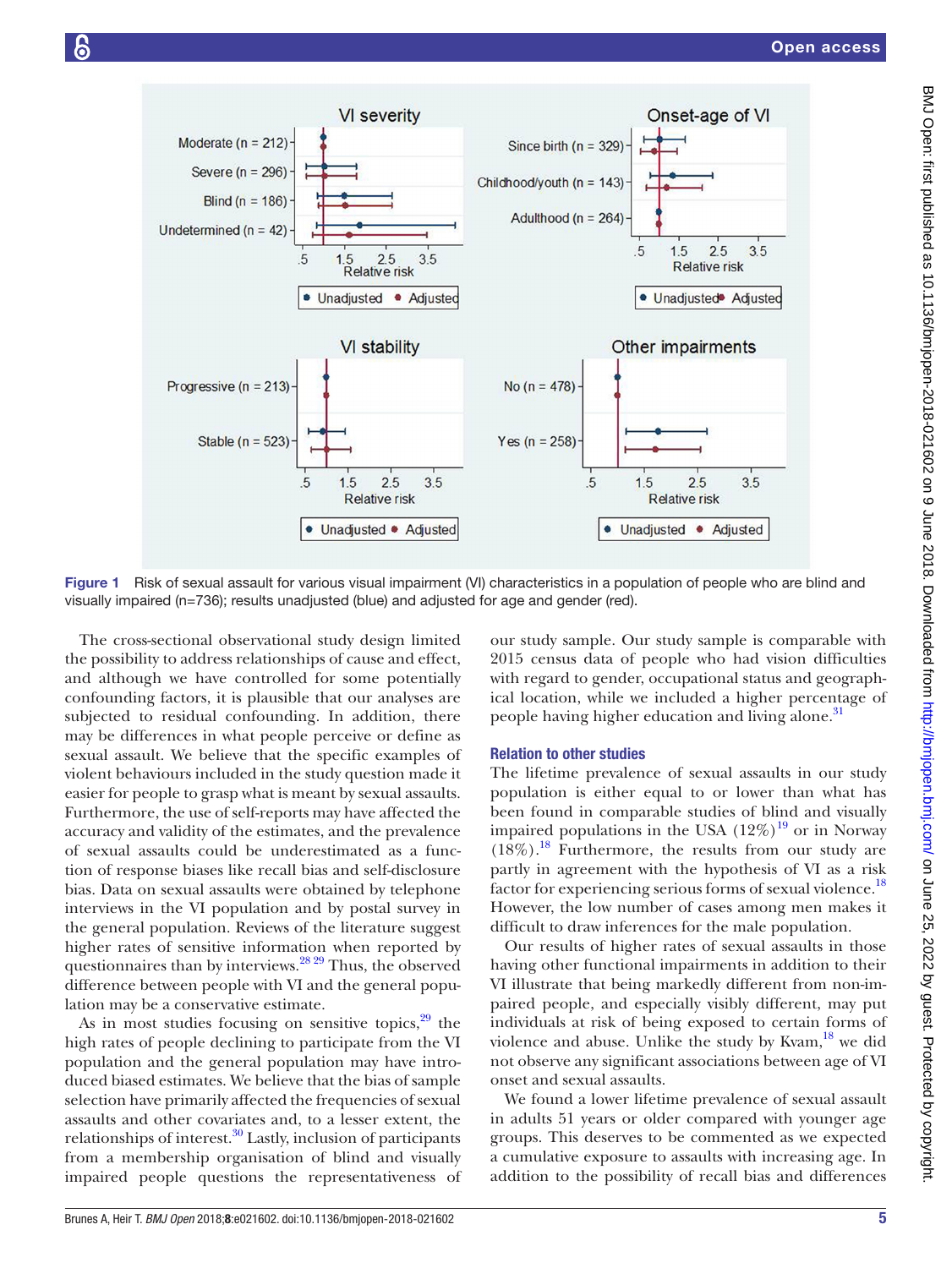**Figure 1** Risk of sexual assault for various visual impairment (VI) characteristics in a population of people who are blind and visually impaired (n=736); results unadjusted (blue) and adjusted for age and gender (red).

The cross-sectional observational study design limited the possibility to address relationships of cause and effect, and although we have controlled for some potentially confounding factors, it is plausible that our analyses are subjected to residual confounding. In addition, there may be differences in what people perceive or define as sexual assault. We believe that the specific examples of violent behaviours included in the study question made it easier for people to grasp what is meant by sexual assaults. Furthermore, the use of self-reports may have affected the accuracy and validity of the estimates, and the prevalence of sexual assaults could be underestimated as a function of response biases like recall bias and self-disclosure bias. Data on sexual assaults were obtained by telephone interviews in the VI population and by postal survey in the general population. Reviews of the literature suggest higher rates of sensitive information when reported by questionnaires than by interviews.[28 29] Thus, the observed difference between people with VI and the general population may be a conservative estimate.

As in most studies focusing on sensitive topics,[29] the high rates of people declining to participate from the VI population and the general population may have introduced biased estimates. We believe that the bias of sample selection have primarily affected the frequencies of sexual assaults and other covariates and, to a lesser extent, the relationships of interest.[30] Lastly, inclusion of participants from a membership organisation of blind and visually impaired people questions the representativeness of our study sample. Our study sample is comparable with 2015 census data of people who had vision difficulties with regard to gender, occupational status and geographical location, while we included a higher percentage of people having higher education and living alone.[31]

### Relation to other studies

The lifetime prevalence of sexual assaults in our study population is either equal to or lower than what has been found in comparable studies of blind and visually impaired populations in the USA (12%)[19] or in Norway (18%).[18] Furthermore, the results from our study are partly in agreement with the hypothesis of VI as a risk factor for experiencing serious forms of sexual violence.[18] However, the low number of cases among men makes it difficult to draw inferences for the male population.

Our results of higher rates of sexual assaults in those having other functional impairments in addition to their VI illustrate that being markedly different from non-impaired people, and especially visibly different, may put individuals at risk of being exposed to certain forms of violence and abuse. Unlike the study by Kvam,[18] we did not observe any significant associations between age of VI onset and sexual assaults.

We found a lower lifetime prevalence of sexual assault in adults 51 years or older compared with younger age groups. This deserves to be commented as we expected a cumulative exposure to assaults with increasing age. In addition to the possibility of recall bias and differences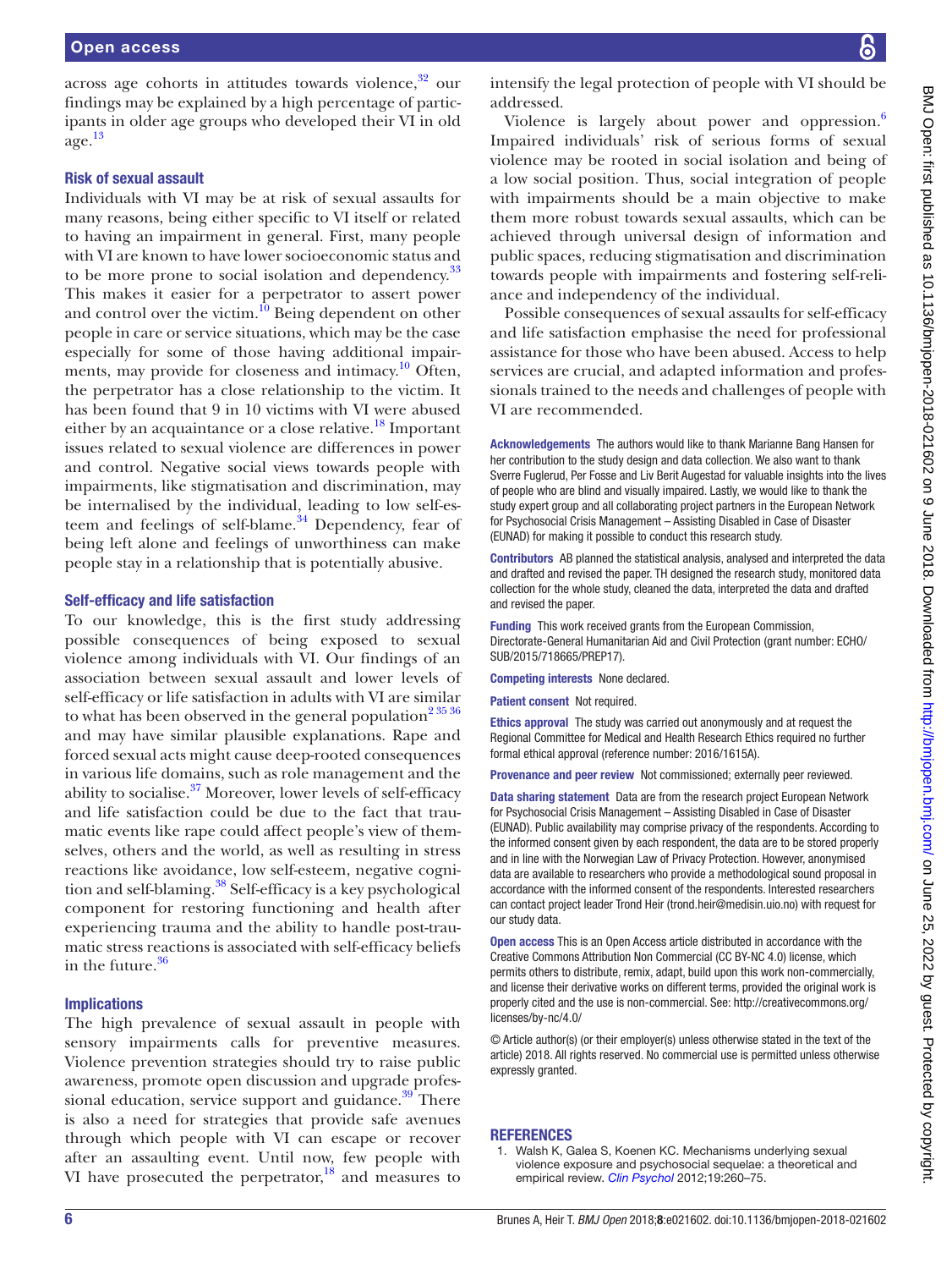across age cohorts in attitudes towards violence,[32] our findings may be explained by a high percentage of participants in older age groups who developed their VI in old age.[13]

### Risk of sexual assault

Individuals with VI may be at risk of sexual assaults for many reasons, being either specific to VI itself or related to having an impairment in general. First, many people with VI are known to have lower socioeconomic status and to be more prone to social isolation and dependency.[33] This makes it easier for a perpetrator to assert power and control over the victim.[10] Being dependent on other people in care or service situations, which may be the case especially for some of those having additional impairments, may provide for closeness and intimacy.[10] Often, the perpetrator has a close relationship to the victim. It has been found that 9 in 10 victims with VI were abused either by an acquaintance or a close relative.[18] Important issues related to sexual violence are differences in power and control. Negative social views towards people with impairments, like stigmatisation and discrimination, may be internalised by the individual, leading to low self-esteem and feelings of self-blame.[34] Dependency, fear of being left alone and feelings of unworthiness can make people stay in a relationship that is potentially abusive.

### Self-efficacy and life satisfaction

To our knowledge, this is the first study addressing possible consequences of being exposed to sexual violence among individuals with VI. Our findings of an association between sexual assault and lower levels of self-efficacy or life satisfaction in adults with VI are similar to what has been observed in the general population[2,35,36] and may have similar plausible explanations. Rape and forced sexual acts might cause deep-rooted consequences in various life domains, such as role management and the ability to socialise.[37] Moreover, lower levels of self-efficacy and life satisfaction could be due to the fact that traumatic events like rape could affect people's view of themselves, others and the world, as well as resulting in stress reactions like avoidance, low self-esteem, negative cognition and self-blaming.[38] Self-efficacy is a key psychological component for restoring functioning and health after experiencing trauma and the ability to handle post-traumatic stress reactions is associated with self-efficacy beliefs in the future.[36]

### Implications

The high prevalence of sexual assault in people with sensory impairments calls for preventive measures. Violence prevention strategies should try to raise public awareness, promote open discussion and upgrade professional education, service support and guidance.[39] There is also a need for strategies that provide safe avenues through which people with VI can escape or recover after an assaulting event. Until now, few people with VI have prosecuted the perpetrator,[18] and measures to intensify the legal protection of people with VI should be addressed.

Violence is largely about power and oppression.[6] Impaired individuals' risk of serious forms of sexual violence may be rooted in social isolation and being of a low social position. Thus, social integration of people with impairments should be a main objective to make them more robust towards sexual assaults, which can be achieved through universal design of information and public spaces, reducing stigmatisation and discrimination towards people with impairments and fostering self-reliance and independency of the individual.

Possible consequences of sexual assaults for self-efficacy and life satisfaction emphasise the need for professional assistance for those who have been abused. Access to help services are crucial, and adapted information and professionals trained to the needs and challenges of people with VI are recommended.

**Acknowledgements** The authors would like to thank Marianne Bang Hansen for her contribution to the study design and data collection. We also want to thank Sverre Fuglerud, Per Fosse and Liv Berit Augestad for valuable insights into the lives of people who are blind and visually impaired. Lastly, we would like to thank the study expert group and all collaborating project partners in the European Network for Psychosocial Crisis Management – Assisting Disabled in Case of Disaster (EUNAD) for making it possible to conduct this research study.

**Contributors** AB planned the statistical analysis, analysed and interpreted the data and drafted and revised the paper. TH designed the research study, monitored data collection for the whole study, cleaned the data, interpreted the data and drafted and revised the paper.

**Funding** This work received grants from the European Commission, Directorate-General Humanitarian Aid and Civil Protection (grant number: ECHO/SUB/2015/718665/PREP17).

**Competing interests** None declared.

**Patient consent** Not required.

**Ethics approval** The study was carried out anonymously and at request the Regional Committee for Medical and Health Research Ethics required no further formal ethical approval (reference number: 2016/1615A).

**Provenance and peer review** Not commissioned; externally peer reviewed.

**Data sharing statement** Data are from the research project European Network for Psychosocial Crisis Management – Assisting Disabled in Case of Disaster (EUNAD). Public availability may comprise privacy of the respondents. According to the informed consent given by each respondent, the data are to be stored properly and in line with the Norwegian Law of Privacy Protection. However, anonymised data are available to researchers who provide a methodological sound proposal in accordance with the informed consent of the respondents. Interested researchers can contact project leader Trond Heir (trond.heir@medisin.uio.no) with request for our study data.

**Open access** This is an Open Access article distributed in accordance with the Creative Commons Attribution Non Commercial (CC BY-NC 4.0) license, which permits others to distribute, remix, adapt, build upon this work non-commercially, and license their derivative works on different terms, provided the original work is properly cited and the use is non-commercial. See: http://creativecommons.org/licenses/by-nc/4.0/

© Article author(s) (or their employer(s) unless otherwise stated in the text of the article) 2018. All rights reserved. No commercial use is permitted unless otherwise expressly granted.

## REFERENCES

1. Walsh K, Galea S, Koenen KC. Mechanisms underlying sexual violence exposure and psychosocial sequelae: a theoretical and empirical review. *Clin Psychol* 2012;19:260–75.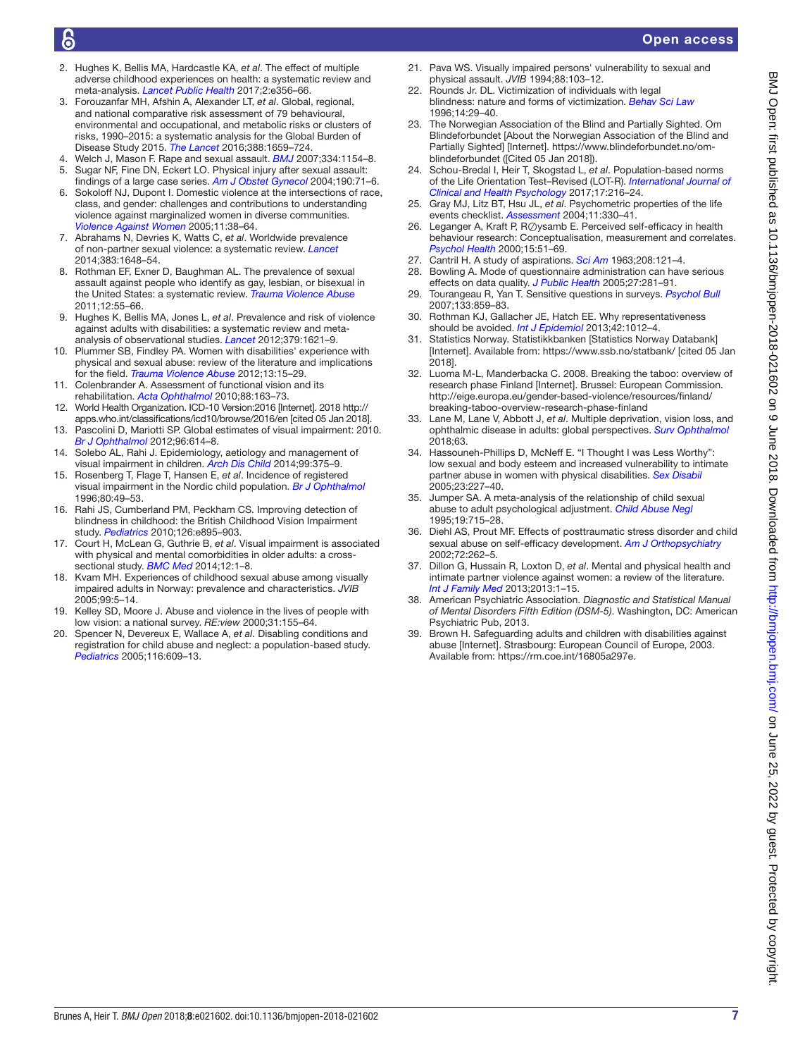2. Hughes K, Bellis MA, Hardcastle KA, *et al*. The effect of multiple adverse childhood experiences on health: a systematic review and meta-analysis. *Lancet Public Health* 2017;2:e356–66.
3. Forouzanfar MH, Afshin A, Alexander LT, *et al*. Global, regional, and national comparative risk assessment of 79 behavioural, environmental and occupational, and metabolic risks or clusters of risks, 1990–2015: a systematic analysis for the Global Burden of Disease Study 2015. *The Lancet* 2016;388:1659–724.
4. Welch J, Mason F. Rape and sexual assault. *BMJ* 2007;334:1154–8.
5. Sugar NF, Fine DN, Eckert LO. Physical injury after sexual assault: findings of a large case series. *Am J Obstet Gynecol* 2004;190:71–6.
6. Sokoloff NJ, Dupont I. Domestic violence at the intersections of race, class, and gender: challenges and contributions to understanding violence against marginalized women in diverse communities. *Violence Against Women* 2005;11:38–64.
7. Abrahams N, Devries K, Watts C, *et al*. Worldwide prevalence of non-partner sexual violence: a systematic review. *Lancet* 2014;383:1648–54.
8. Rothman EF, Exner D, Baughman AL. The prevalence of sexual assault against people who identify as gay, lesbian, or bisexual in the United States: a systematic review. *Trauma Violence Abuse* 2011;12:55–66.
9. Hughes K, Bellis MA, Jones L, *et al*. Prevalence and risk of violence against adults with disabilities: a systematic review and meta-analysis of observational studies. *Lancet* 2012;379:1621–9.
10. Plummer SB, Findley PA. Women with disabilities' experience with physical and sexual abuse: review of the literature and implications for the field. *Trauma Violence Abuse* 2012;13:15–29.
11. Colenbrander A. Assessment of functional vision and its rehabilitation. *Acta Ophthalmol* 2010;88:163–73.
12. World Health Organization. ICD-10 Version:2016 [Internet]. 2018 http://apps.who.int/classifications/icd10/browse/2016/en [cited 05 Jan 2018].
13. Pascolini D, Mariotti SP. Global estimates of visual impairment: 2010. *Br J Ophthalmol* 2012;96:614–8.
14. Solebo AL, Rahi J. Epidemiology, aetiology and management of visual impairment in children. *Arch Dis Child* 2014;99:375–9.
15. Rosenberg T, Flage T, Hansen E, *et al*. Incidence of registered visual impairment in the Nordic child population. *Br J Ophthalmol* 1996;80:49–53.
16. Rahi JS, Cumberland PM, Peckham CS. Improving detection of blindness in childhood: the British Childhood Vision Impairment study. *Pediatrics* 2010;126:e895–903.
17. Court H, McLean G, Guthrie B, *et al*. Visual impairment is associated with physical and mental comorbidities in older adults: a cross-sectional study. *BMC Med* 2014;12:1–8.
18. Kvam MH. Experiences of childhood sexual abuse among visually impaired adults in Norway: prevalence and characteristics. *JVIB* 2005;99:5–14.
19. Kelley SD, Moore J. Abuse and violence in the lives of people with low vision: a national survey. *RE:view* 2000;31:155–64.
20. Spencer N, Devereux E, Wallace A, *et al*. Disabling conditions and registration for child abuse and neglect: a population-based study. *Pediatrics* 2005;116:609–13.
21. Pava WS. Visually impaired persons' vulnerability to sexual and physical assault. *JVIB* 1994;88:103–12.
22. Rounds Jr. DL. Victimization of individuals with legal blindness: nature and forms of victimization. *Behav Sci Law* 1996;14:29–40.
23. The Norwegian Association of the Blind and Partially Sighted. Om Blindeforbundet [About the Norwegian Association of the Blind and Partially Sighted] [Internet]. https://www.blindeforbundet.no/om-blindeforbundet ([Cited 05 Jan 2018]).
24. Schou-Bredal I, Heir T, Skogstad L, *et al*. Population-based norms of the Life Orientation Test–Revised (LOT-R). *International Journal of Clinical and Health Psychology* 2017;17:216–24.
25. Gray MJ, Litz BT, Hsu JL, *et al*. Psychometric properties of the life events checklist. *Assessment* 2004;11:330–41.
26. Leganger A, Kraft P, RØysamb E. Perceived self-efficacy in health behaviour research: Conceptualisation, measurement and correlates. *Psychol Health* 2000;15:51–69.
27. Cantril H. A study of aspirations. *Sci Am* 1963;208:121–4.
28. Bowling A. Mode of questionnaire administration can have serious effects on data quality. *J Public Health* 2005;27:281–91.
29. Tourangeau R, Yan T. Sensitive questions in surveys. *Psychol Bull* 2007;133:859–83.
30. Rothman KJ, Gallacher JE, Hatch EE. Why representativeness should be avoided. *Int J Epidemiol* 2013;42:1012–4.
31. Statistics Norway. Statistikkbanken [Statistics Norway Databank] [Internet]. Available from: https://www.ssb.no/statbank/ [cited 05 Jan 2018].
32. Luoma M-L, Manderbacka C. 2008. Breaking the taboo: overview of research phase Finland [Internet]. Brussel: European Commission. http://eige.europa.eu/gender-based-violence/resources/finland/breaking-taboo-overview-research-phase-finland
33. Lane M, Lane V, Abbott J, *et al*. Multiple deprivation, vision loss, and ophthalmic disease in adults: global perspectives. *Surv Ophthalmol* 2018;63.
34. Hassouneh-Phillips D, McNeff E. "I Thought I was Less Worthy": low sexual and body esteem and increased vulnerability to intimate partner abuse in women with physical disabilities. *Sex Disabil* 2005;23:227–40.
35. Jumper SA. A meta-analysis of the relationship of child sexual abuse to adult psychological adjustment. *Child Abuse Negl* 1995;19:715–28.
36. Diehl AS, Prout MF. Effects of posttraumatic stress disorder and child sexual abuse on self-efficacy development. *Am J Orthopsychiatry* 2002;72:262–5.
37. Dillon G, Hussain R, Loxton D, *et al*. Mental and physical health and intimate partner violence against women: a review of the literature. *Int J Family Med* 2013;2013:1–15.
38. American Psychiatric Association. *Diagnostic and Statistical Manual of Mental Disorders Fifth Edition (DSM-5)*. Washington, DC: American Psychiatric Pub, 2013.
39. Brown H. Safeguarding adults and children with disabilities against abuse [Internet]. Strasbourg: European Council of Europe, 2003. Available from: https://rm.coe.int/16805a297e.